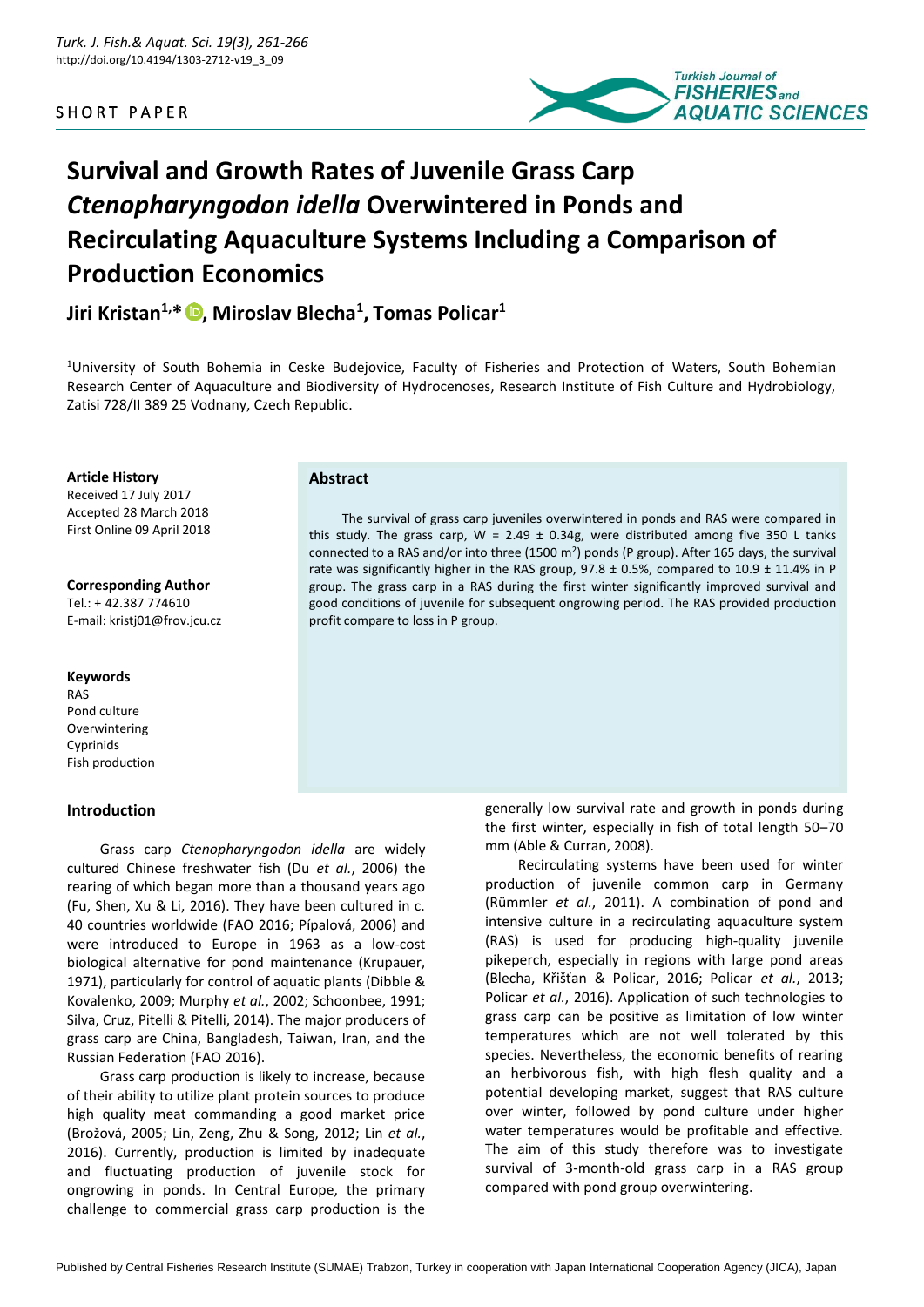SHORT PAPER

# Survival and Growth Rates of Juvenile Grass Carp *Ctenopharyngodon idella* Overwintered in Ponds and Recirculating Aquaculture Systems Including a Comparison of Production Economics

**Jiri Kristan[1,*], Miroslav Blecha[1], Tomas Policar[1]**

[1]University of South Bohemia in Ceske Budejovice, Faculty of Fisheries and Protection of Waters, South Bohemian Research Center of Aquaculture and Biodiversity of Hydrocenoses, Research Institute of Fish Culture and Hydrobiology, Zatisi 728/II 389 25 Vodnany, Czech Republic.

**Article History**
Received 17 July 2017
Accepted 28 March 2018
First Online 09 April 2018

**Corresponding Author**
Tel.: + 42.387 774610
E-mail: kristj01@frov.jcu.cz

**Keywords**
RAS
Pond culture
Overwintering
Cyprinids
Fish production

## Abstract

The survival of grass carp juveniles overwintered in ponds and RAS were compared in this study. The grass carp, W = 2.49 ± 0.34g, were distributed among five 350 L tanks connected to a RAS and/or into three (1500 $m^2$) ponds (P group). After 165 days, the survival rate was significantly higher in the RAS group, 97.8 ± 0.5%, compared to 10.9 ± 11.4% in P group. The grass carp in a RAS during the first winter significantly improved survival and good conditions of juvenile for subsequent ongrowing period. The RAS provided production profit compare to loss in P group.

## Introduction

Grass carp *Ctenopharyngodon idella* are widely cultured Chinese freshwater fish (Du *et al.*, 2006) the rearing of which began more than a thousand years ago (Fu, Shen, Xu & Li, 2016). They have been cultured in c. 40 countries worldwide (FAO 2016; Pípalová, 2006) and were introduced to Europe in 1963 as a low-cost biological alternative for pond maintenance (Krupauer, 1971), particularly for control of aquatic plants (Dibble & Kovalenko, 2009; Murphy *et al.*, 2002; Schoonbee, 1991; Silva, Cruz, Pitelli & Pitelli, 2014). The major producers of grass carp are China, Bangladesh, Taiwan, Iran, and the Russian Federation (FAO 2016).

Grass carp production is likely to increase, because of their ability to utilize plant protein sources to produce high quality meat commanding a good market price (Brožová, 2005; Lin, Zeng, Zhu & Song, 2012; Lin *et al.*, 2016). Currently, production is limited by inadequate and fluctuating production of juvenile stock for ongrowing in ponds. In Central Europe, the primary challenge to commercial grass carp production is the generally low survival rate and growth in ponds during the first winter, especially in fish of total length 50–70 mm (Able & Curran, 2008).

Recirculating systems have been used for winter production of juvenile common carp in Germany (Rümmler *et al.*, 2011). A combination of pond and intensive culture in a recirculating aquaculture system (RAS) is used for producing high-quality juvenile pikeperch, especially in regions with large pond areas (Blecha, Křišťan & Policar, 2016; Policar *et al.*, 2013; Policar *et al.*, 2016). Application of such technologies to grass carp can be positive as limitation of low winter temperatures which are not well tolerated by this species. Nevertheless, the economic benefits of rearing an herbivorous fish, with high flesh quality and a potential developing market, suggest that RAS culture over winter, followed by pond culture under higher water temperatures would be profitable and effective. The aim of this study therefore was to investigate survival of 3-month-old grass carp in a RAS group compared with pond group overwintering.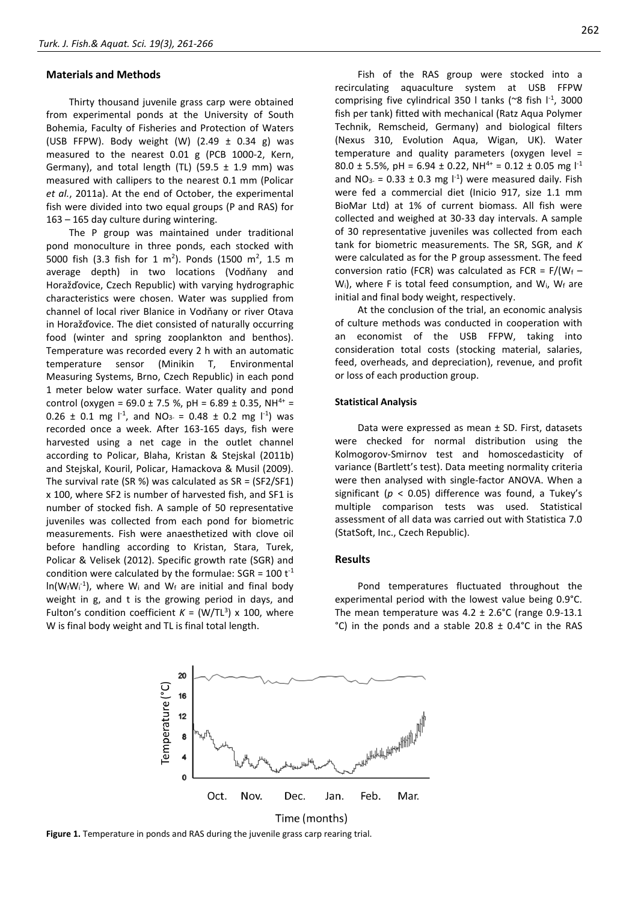## Materials and Methods

Thirty thousand juvenile grass carp were obtained from experimental ponds at the University of South Bohemia, Faculty of Fisheries and Protection of Waters (USB FFPW). Body weight (W) (2.49 ± 0.34 g) was measured to the nearest 0.01 g (PCB 1000-2, Kern, Germany), and total length (TL) (59.5 ± 1.9 mm) was measured with callipers to the nearest 0.1 mm (Policar *et al.*, 2011a). At the end of October, the experimental fish were divided into two equal groups (P and RAS) for 163 – 165 day culture during wintering.

The P group was maintained under traditional pond monoculture in three ponds, each stocked with 5000 fish (3.3 fish for 1 $m^2$). Ponds (1500 $m^2$, 1.5 m average depth) in two locations (Vodňany and Horažďovice, Czech Republic) with varying hydrographic characteristics were chosen. Water was supplied from channel of local river Blanice in Vodňany or river Otava in Horažďovice. The diet consisted of naturally occurring food (winter and spring zooplankton and benthos). Temperature was recorded every 2 h with an automatic temperature sensor (Minikin T, Environmental Measuring Systems, Brno, Czech Republic) in each pond 1 meter below water surface. Water quality and pond control (oxygen = 69.0 ± 7.5 %, pH = 6.89 ± 0.35, $NH^{4+}$ = 0.26 ± 0.1 mg $l^{-1}$, and $NO_{3-}$ = 0.48 ± 0.2 mg $l^{-1}$) was recorded once a week. After 163-165 days, fish were harvested using a net cage in the outlet channel according to Policar, Blaha, Kristan & Stejskal (2011b) and Stejskal, Kouril, Policar, Hamackova & Musil (2009). The survival rate (SR %) was calculated as SR = (SF2/SF1) x 100, where SF2 is number of harvested fish, and SF1 is number of stocked fish. A sample of 50 representative juveniles was collected from each pond for biometric measurements. Fish were anaesthetized with clove oil before handling according to Kristan, Stara, Turek, Policar & Velisek (2012). Specific growth rate (SGR) and condition were calculated by the formulae: SGR = 100 $t^{-1}$ $\ln(W_f W_i^{-1})$, where $W_i$ and $W_f$ are initial and final body weight in g, and t is the growing period in days, and Fulton's condition coefficient $K = (W/TL^3) \times 100$, where W is final body weight and TL is final total length.

Fish of the RAS group were stocked into a recirculating aquaculture system at USB FFPW comprising five cylindrical 350 l tanks (~8 fish $l^{-1}$, 3000 fish per tank) fitted with mechanical (Ratz Aqua Polymer Technik, Remscheid, Germany) and biological filters (Nexus 310, Evolution Aqua, Wigan, UK). Water temperature and quality parameters (oxygen level = 80.0 ± 5.5%, pH = 6.94 ± 0.22, $NH^{4+}$ = 0.12 ± 0.05 mg $l^{-1}$ and $NO_{3-}$ = 0.33 ± 0.3 mg $l^{-1}$) were measured daily. Fish were fed a commercial diet (Inicio 917, size 1.1 mm BioMar Ltd) at 1% of current biomass. All fish were collected and weighed at 30-33 day intervals. A sample of 30 representative juveniles was collected from each tank for biometric measurements. The SR, SGR, and *K* were calculated as for the P group assessment. The feed conversion ratio (FCR) was calculated as $FCR = F/(W_f - W_i)$, where F is total feed consumption, and $W_i$, $W_f$ are initial and final body weight, respectively.

At the conclusion of the trial, an economic analysis of culture methods was conducted in cooperation with an economist of the USB FFPW, taking into consideration total costs (stocking material, salaries, feed, overheads, and depreciation), revenue, and profit or loss of each production group.

### Statistical Analysis

Data were expressed as mean ± SD. First, datasets were checked for normal distribution using the Kolmogorov-Smirnov test and homoscedasticity of variance (Bartlett's test). Data meeting normality criteria were then analysed with single-factor ANOVA. When a significant ($p < 0.05$) difference was found, a Tukey's multiple comparison tests was used. Statistical assessment of all data was carried out with Statistica 7.0 (StatSoft, Inc., Czech Republic).

## Results

Pond temperatures fluctuated throughout the experimental period with the lowest value being 0.9°C. The mean temperature was 4.2 ± 2.6°C (range 0.9-13.1 °C) in the ponds and a stable 20.8 ± 0.4°C in the RAS

**Figure 1.** Temperature in ponds and RAS during the juvenile grass carp rearing trial.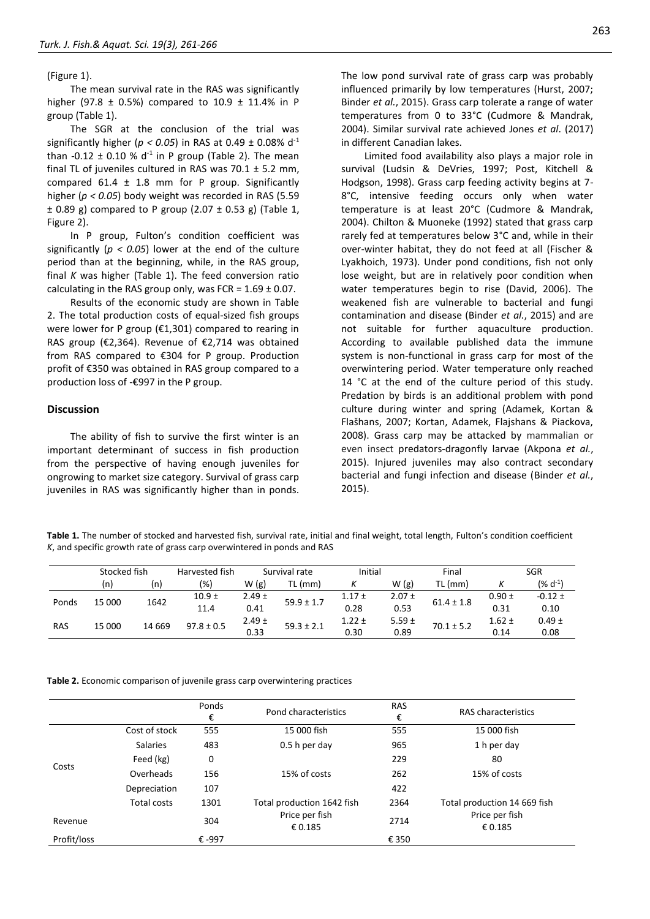(Figure 1).

The mean survival rate in the RAS was significantly higher (97.8 ± 0.5%) compared to 10.9 ± 11.4% in P group (Table 1).

The SGR at the conclusion of the trial was significantly higher ($p < 0.05$) in RAS at 0.49 ± 0.08% $d^{-1}$ than -0.12 ± 0.10 % $d^{-1}$ in P group (Table 2). The mean final TL of juveniles cultured in RAS was 70.1 ± 5.2 mm, compared 61.4 ± 1.8 mm for P group. Significantly higher ($p < 0.05$) body weight was recorded in RAS (5.59 ± 0.89 g) compared to P group (2.07 ± 0.53 g) (Table 1, Figure 2).

In P group, Fulton's condition coefficient was significantly ($p < 0.05$) lower at the end of the culture period than at the beginning, while, in the RAS group, final *K* was higher (Table 1). The feed conversion ratio calculating in the RAS group only, was FCR = 1.69 ± 0.07.

Results of the economic study are shown in Table 2. The total production costs of equal-sized fish groups were lower for P group (€1,301) compared to rearing in RAS group (€2,364). Revenue of €2,714 was obtained from RAS compared to €304 for P group. Production profit of €350 was obtained in RAS group compared to a production loss of -€997 in the P group.

## Discussion

The ability of fish to survive the first winter is an important determinant of success in fish production from the perspective of having enough juveniles for ongrowing to market size category. Survival of grass carp juveniles in RAS was significantly higher than in ponds. The low pond survival rate of grass carp was probably influenced primarily by low temperatures (Hurst, 2007; Binder *et al.*, 2015). Grass carp tolerate a range of water temperatures from 0 to 33°C (Cudmore & Mandrak, 2004). Similar survival rate achieved Jones *et al*. (2017) in different Canadian lakes.

Limited food availability also plays a major role in survival (Ludsin & DeVries, 1997; Post, Kitchell & Hodgson, 1998). Grass carp feeding activity begins at 7-8°C, intensive feeding occurs only when water temperature is at least 20°C (Cudmore & Mandrak, 2004). Chilton & Muoneke (1992) stated that grass carp rarely fed at temperatures below 3°C and, while in their over-winter habitat, they do not feed at all (Fischer & Lyakhoich, 1973). Under pond conditions, fish not only lose weight, but are in relatively poor condition when water temperatures begin to rise (David, 2006). The weakened fish are vulnerable to bacterial and fungi contamination and disease (Binder *et al.*, 2015) and are not suitable for further aquaculture production. According to available published data the immune system is non-functional in grass carp for most of the overwintering period. Water temperature only reached 14 °C at the end of the culture period of this study. Predation by birds is an additional problem with pond culture during winter and spring (Adamek, Kortan & Flašhans, 2007; Kortan, Adamek, Flajshans & Piackova, 2008). Grass carp may be attacked by mammalian or even insect predators-dragonfly larvae (Akpona *et al.*, 2015). Injured juveniles may also contract secondary bacterial and fungi infection and disease (Binder *et al.*, 2015).

**Table 1.** The number of stocked and harvested fish, survival rate, initial and final weight, total length, Fulton's condition coefficient *K*, and specific growth rate of grass carp overwintered in ponds and RAS

| | Stocked fish | | Harvested fish | Survival rate | | Initial | | Final | SGR | |
|---|---|---|---|---|---|---|---|---|---|---|
| | (n) | (n) | (%) | W (g) | TL (mm) | *K* | W (g) | TL (mm) | *K* | (% $d^{-1}$) |
| Ponds | 15 000 | 1642 | 10.9 ± 11.4 | 2.49 ± 0.41 | 59.9 ± 1.7 | 1.17 ± 0.28 | 2.07 ± 0.53 | 61.4 ± 1.8 | 0.90 ± 0.31 | -0.12 ± 0.10 |
| RAS | 15 000 | 14 669 | 97.8 ± 0.5 | 2.49 ± 0.33 | 59.3 ± 2.1 | 1.22 ± 0.30 | 5.59 ± 0.89 | 70.1 ± 5.2 | 1.62 ± 0.14 | 0.49 ± 0.08 |

**Table 2.** Economic comparison of juvenile grass carp overwintering practices

| | | Ponds € | Pond characteristics | RAS € | RAS characteristics |
|---|---|---|---|---|---|
| Costs | Cost of stock | 555 | 15 000 fish | 555 | 15 000 fish |
| | Salaries | 483 | 0.5 h per day | 965 | 1 h per day |
| | Feed (kg) | 0 | | 229 | 80 |
| | Overheads | 156 | 15% of costs | 262 | 15% of costs |
| | Depreciation | 107 | | 422 | |
| | Total costs | 1301 | Total production 1642 fish | 2364 | Total production 14 669 fish |
| Revenue | | 304 | Price per fish € 0.185 | 2714 | Price per fish € 0.185 |
| Profit/loss | | € -997 | | € 350 | |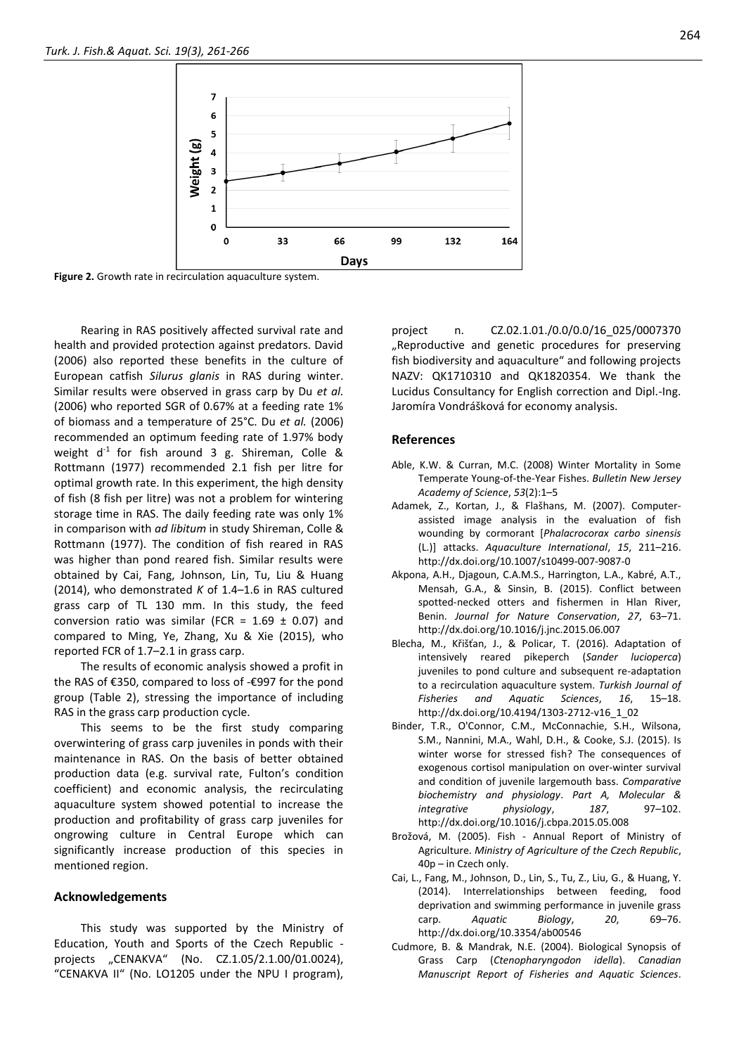Figure 2. Growth rate in recirculation aquaculture system.

Rearing in RAS positively affected survival rate and health and provided protection against predators. David (2006) also reported these benefits in the culture of European catfish *Silurus glanis* in RAS during winter. Similar results were observed in grass carp by Du *et al.* (2006) who reported SGR of 0.67% at a feeding rate 1% of biomass and a temperature of 25°C. Du *et al.* (2006) recommended an optimum feeding rate of 1.97% body weight $d^{-1}$ for fish around 3 g. Shireman, Colle & Rottmann (1977) recommended 2.1 fish per litre for optimal growth rate. In this experiment, the high density of fish (8 fish per litre) was not a problem for wintering storage time in RAS. The daily feeding rate was only 1% in comparison with *ad libitum* in study Shireman, Colle & Rottmann (1977). The condition of fish reared in RAS was higher than pond reared fish. Similar results were obtained by Cai, Fang, Johnson, Lin, Tu, Liu & Huang (2014), who demonstrated *K* of 1.4–1.6 in RAS cultured grass carp of TL 130 mm. In this study, the feed conversion ratio was similar (FCR = 1.69 ± 0.07) and compared to Ming, Ye, Zhang, Xu & Xie (2015), who reported FCR of 1.7–2.1 in grass carp.

The results of economic analysis showed a profit in the RAS of €350, compared to loss of -€997 for the pond group (Table 2), stressing the importance of including RAS in the grass carp production cycle.

This seems to be the first study comparing overwintering of grass carp juveniles in ponds with their maintenance in RAS. On the basis of better obtained production data (e.g. survival rate, Fulton's condition coefficient) and economic analysis, the recirculating aquaculture system showed potential to increase the production and profitability of grass carp juveniles for ongrowing culture in Central Europe which can significantly increase production of this species in mentioned region.

## Acknowledgements

This study was supported by the Ministry of Education, Youth and Sports of the Czech Republic - projects „CENAKVA" (No. CZ.1.05/2.1.00/01.0024), "CENAKVA II" (No. LO1205 under the NPU I program), project n. CZ.02.1.01./0.0/0.0/16_025/0007370 „Reproductive and genetic procedures for preserving fish biodiversity and aquaculture" and following projects NAZV: QK1710310 and QK1820354. We thank the Lucidus Consultancy for English correction and Dipl.-Ing. Jaromíra Vondrášková for economy analysis.

## References

Able, K.W. & Curran, M.C. (2008) Winter Mortality in Some Temperate Young-of-the-Year Fishes. *Bulletin New Jersey Academy of Science*, *53*(2):1–5

Adamek, Z., Kortan, J., & Flašhans, M. (2007). Computer-assisted image analysis in the evaluation of fish wounding by cormorant [*Phalacrocorax carbo sinensis* (L.)] attacks. *Aquaculture International*, *15*, 211–216. http://dx.doi.org/10.1007/s10499-007-9087-0

Akpona, A.H., Djagoun, C.A.M.S., Harrington, L.A., Kabré, A.T., Mensah, G.A., & Sinsin, B. (2015). Conflict between spotted-necked otters and fishermen in Hlan River, Benin. *Journal for Nature Conservation*, *27*, 63–71. http://dx.doi.org/10.1016/j.jnc.2015.06.007

Blecha, M., Křišťan, J., & Policar, T. (2016). Adaptation of intensively reared pikeperch (*Sander lucioperca*) juveniles to pond culture and subsequent re-adaptation to a recirculation aquaculture system. *Turkish Journal of Fisheries and Aquatic Sciences*, *16*, 15–18. http://dx.doi.org/10.4194/1303-2712-v16_1_02

Binder, T.R., O'Connor, C.M., McConnachie, S.H., Wilsona, S.M., Nannini, M.A., Wahl, D.H., & Cooke, S.J. (2015). Is winter worse for stressed fish? The consequences of exogenous cortisol manipulation on over-winter survival and condition of juvenile largemouth bass. *Comparative biochemistry and physiology*. *Part A, Molecular & integrative physiology*, *187*, 97–102. http://dx.doi.org/10.1016/j.cbpa.2015.05.008

Brožová, M. (2005). Fish - Annual Report of Ministry of Agriculture. *Ministry of Agriculture of the Czech Republic*, 40p – in Czech only.

Cai, L., Fang, M., Johnson, D., Lin, S., Tu, Z., Liu, G., & Huang, Y. (2014). Interrelationships between feeding, food deprivation and swimming performance in juvenile grass carp. *Aquatic Biology*, *20*, 69–76. http://dx.doi.org/10.3354/ab00546

Cudmore, B. & Mandrak, N.E. (2004). Biological Synopsis of Grass Carp (*Ctenopharyngodon idella*). *Canadian Manuscript Report of Fisheries and Aquatic Sciences*.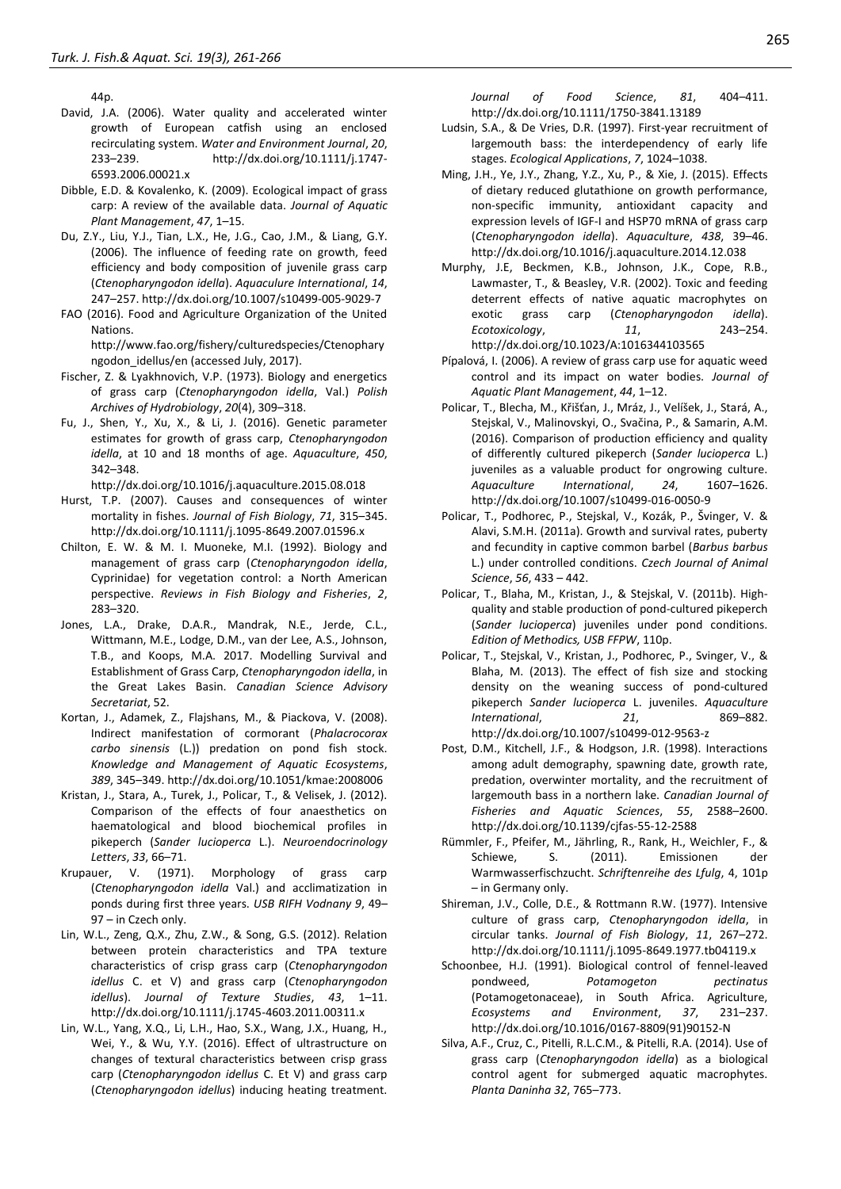44p.

David, J.A. (2006). Water quality and accelerated winter growth of European catfish using an enclosed recirculating system. *Water and Environment Journal*, *20*, 233–239. http://dx.doi.org/10.1111/j.1747-6593.2006.00021.x

Dibble, E.D. & Kovalenko, K. (2009). Ecological impact of grass carp: A review of the available data. *Journal of Aquatic Plant Management*, *47*, 1–15.

Du, Z.Y., Liu, Y.J., Tian, L.X., He, J.G., Cao, J.M., & Liang, G.Y. (2006). The influence of feeding rate on growth, feed efficiency and body composition of juvenile grass carp (*Ctenopharyngodon idella*). *Aquaculure International*, *14*, 247–257. http://dx.doi.org/10.1007/s10499-005-9029-7

FAO (2016). Food and Agriculture Organization of the United Nations. http://www.fao.org/fishery/culturedspecies/Ctenopharyngodon_idellus/en (accessed July, 2017).

Fischer, Z. & Lyakhnovich, V.P. (1973). Biology and energetics of grass carp (*Ctenopharyngodon idella*, Val.) *Polish Archives of Hydrobiology*, *20*(4), 309–318.

Fu, J., Shen, Y., Xu, X., & Li, J. (2016). Genetic parameter estimates for growth of grass carp, *Ctenopharyngodon idella*, at 10 and 18 months of age. *Aquaculture*, *450*, 342–348. http://dx.doi.org/10.1016/j.aquaculture.2015.08.018

Hurst, T.P. (2007). Causes and consequences of winter mortality in fishes. *Journal of Fish Biology*, *71*, 315–345. http://dx.doi.org/10.1111/j.1095-8649.2007.01596.x

Chilton, E. W. & M. I. Muoneke, M.I. (1992). Biology and management of grass carp (*Ctenopharyngodon idella*, Cyprinidae) for vegetation control: a North American perspective. *Reviews in Fish Biology and Fisheries*, *2*, 283–320.

Jones, L.A., Drake, D.A.R., Mandrak, N.E., Jerde, C.L., Wittmann, M.E., Lodge, D.M., van der Lee, A.S., Johnson, T.B., and Koops, M.A. 2017. Modelling Survival and Establishment of Grass Carp, *Ctenopharyngodon idella*, in the Great Lakes Basin. *Canadian Science Advisory Secretariat*, 52.

Kortan, J., Adamek, Z., Flajshans, M., & Piackova, V. (2008). Indirect manifestation of cormorant (*Phalacrocorax carbo sinensis* (L.)) predation on pond fish stock. *Knowledge and Management of Aquatic Ecosystems*, *389*, 345–349. http://dx.doi.org/10.1051/kmae:2008006

Kristan, J., Stara, A., Turek, J., Policar, T., & Velisek, J. (2012). Comparison of the effects of four anaesthetics on haematological and blood biochemical profiles in pikeperch (*Sander lucioperca* L.). *Neuroendocrinology Letters*, *33*, 66–71.

Krupauer, V. (1971). Morphology of grass carp (*Ctenopharyngodon idella* Val.) and acclimatization in ponds during first three years. *USB RIFH Vodnany 9*, 49–97 – in Czech only.

Lin, W.L., Zeng, Q.X., Zhu, Z.W., & Song, G.S. (2012). Relation between protein characteristics and TPA texture characteristics of crisp grass carp (*Ctenopharyngodon idellus* C. et V) and grass carp (*Ctenopharyngodon idellus*). *Journal of Texture Studies*, *43*, 1–11. http://dx.doi.org/10.1111/j.1745-4603.2011.00311.x

Lin, W.L., Yang, X.Q., Li, L.H., Hao, S.X., Wang, J.X., Huang, H., Wei, Y., & Wu, Y.Y. (2016). Effect of ultrastructure on changes of textural characteristics between crisp grass carp (*Ctenopharyngodon idellus* C. Et V) and grass carp (*Ctenopharyngodon idellus*) inducing heating treatment. *Journal of Food Science*, *81*, 404–411. http://dx.doi.org/10.1111/1750-3841.13189

Ludsin, S.A., & De Vries, D.R. (1997). First-year recruitment of largemouth bass: the interdependency of early life stages. *Ecological Applications*, *7*, 1024–1038.

Ming, J.H., Ye, J.Y., Zhang, Y.Z., Xu, P., & Xie, J. (2015). Effects of dietary reduced glutathione on growth performance, non-specific immunity, antioxidant capacity and expression levels of IGF-I and HSP70 mRNA of grass carp (*Ctenopharyngodon idella*). *Aquaculture*, *438*, 39–46. http://dx.doi.org/10.1016/j.aquaculture.2014.12.038

Murphy, J.E, Beckmen, K.B., Johnson, J.K., Cope, R.B., Lawmaster, T., & Beasley, V.R. (2002). Toxic and feeding deterrent effects of native aquatic macrophytes on exotic grass carp (*Ctenopharyngodon idella*). *Ecotoxicology*, *11*, 243–254. http://dx.doi.org/10.1023/A:1016344103565

Pípalová, I. (2006). A review of grass carp use for aquatic weed control and its impact on water bodies. *Journal of Aquatic Plant Management*, *44*, 1–12.

Policar, T., Blecha, M., Křišťan, J., Mráz, J., Velíšek, J., Stará, A., Stejskal, V., Malinovskyi, O., Svačina, P., & Samarin, A.M. (2016). Comparison of production efficiency and quality of differently cultured pikeperch (*Sander lucioperca* L.) juveniles as a valuable product for ongrowing culture. *Aquaculture International*, *24*, 1607–1626. http://dx.doi.org/10.1007/s10499-016-0050-9

Policar, T., Podhorec, P., Stejskal, V., Kozák, P., Švinger, V. & Alavi, S.M.H. (2011a). Growth and survival rates, puberty and fecundity in captive common barbel (*Barbus barbus* L.) under controlled conditions. *Czech Journal of Animal Science*, *56*, 433 – 442.

Policar, T., Blaha, M., Kristan, J., & Stejskal, V. (2011b). High-quality and stable production of pond-cultured pikeperch (*Sander lucioperca*) juveniles under pond conditions. *Edition of Methodics, USB FFPW*, 110p.

Policar, T., Stejskal, V., Kristan, J., Podhorec, P., Svinger, V., & Blaha, M. (2013). The effect of fish size and stocking density on the weaning success of pond-cultured pikeperch *Sander lucioperca* L. juveniles. *Aquaculture International*, *21*, 869–882. http://dx.doi.org/10.1007/s10499-012-9563-z

Post, D.M., Kitchell, J.F., & Hodgson, J.R. (1998). Interactions among adult demography, spawning date, growth rate, predation, overwinter mortality, and the recruitment of largemouth bass in a northern lake. *Canadian Journal of Fisheries and Aquatic Sciences*, *55*, 2588–2600. http://dx.doi.org/10.1139/cjfas-55-12-2588

Rümmler, F., Pfeifer, M., Jährling, R., Rank, H., Weichler, F., & Schiewe, S. (2011). Emissionen der Warmwasserfischzucht. *Schriftenreihe des Lfulg*, 4, 101p – in Germany only.

Shireman, J.V., Colle, D.E., & Rottmann R.W. (1977). Intensive culture of grass carp, *Ctenopharyngodon idella*, in circular tanks. *Journal of Fish Biology*, *11*, 267–272. http://dx.doi.org/10.1111/j.1095-8649.1977.tb04119.x

Schoonbee, H.J. (1991). Biological control of fennel-leaved pondweed, *Potamogeton pectinatus* (Potamogetonaceae), in South Africa. Agriculture, *Ecosystems and Environment*, *37*, 231–237. http://dx.doi.org/10.1016/0167-8809(91)90152-N

Silva, A.F., Cruz, C., Pitelli, R.L.C.M., & Pitelli, R.A. (2014). Use of grass carp (*Ctenopharyngodon idella*) as a biological control agent for submerged aquatic macrophytes. *Planta Daninha 32*, 765–773.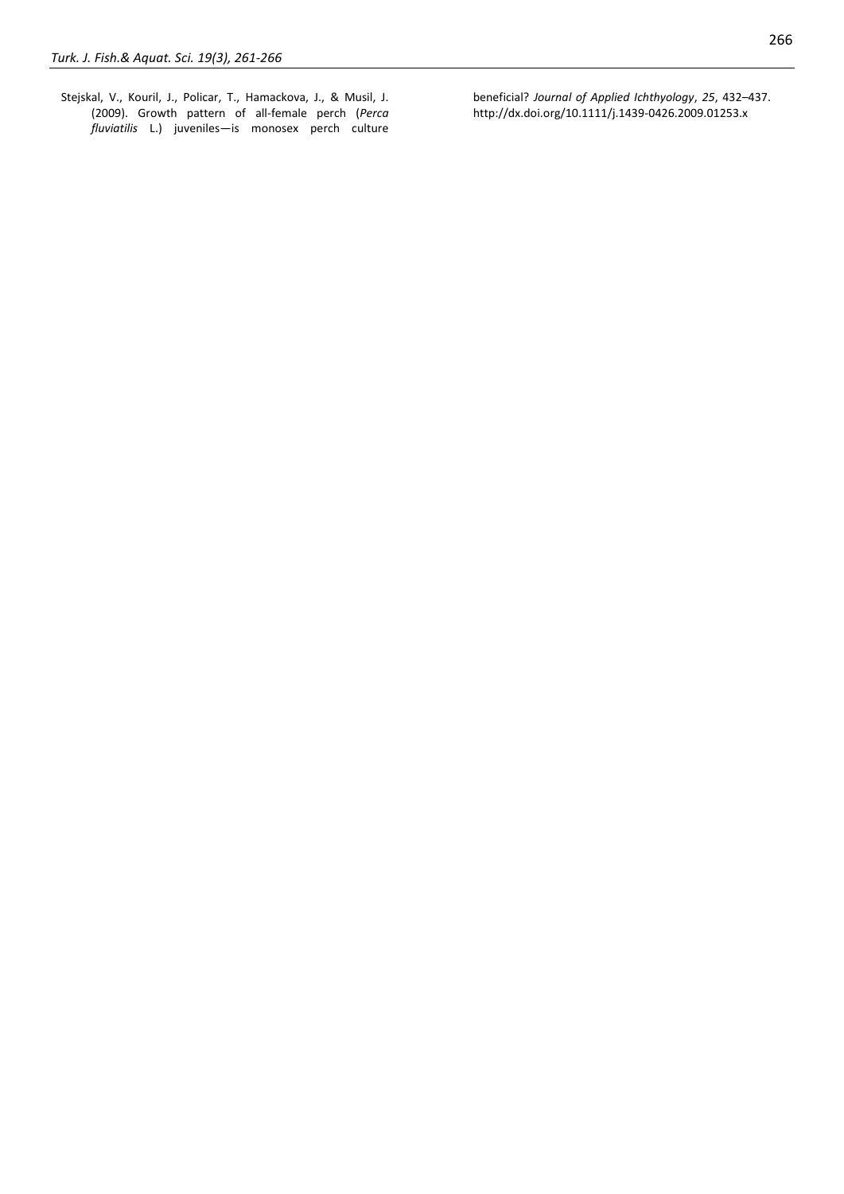Stejskal, V., Kouril, J., Policar, T., Hamackova, J., & Musil, J. (2009). Growth pattern of all-female perch (*Perca fluviatilis* L.) juveniles—is monosex perch culture beneficial? *Journal of Applied Ichthyology*, *25*, 432–437. http://dx.doi.org/10.1111/j.1439-0426.2009.01253.x